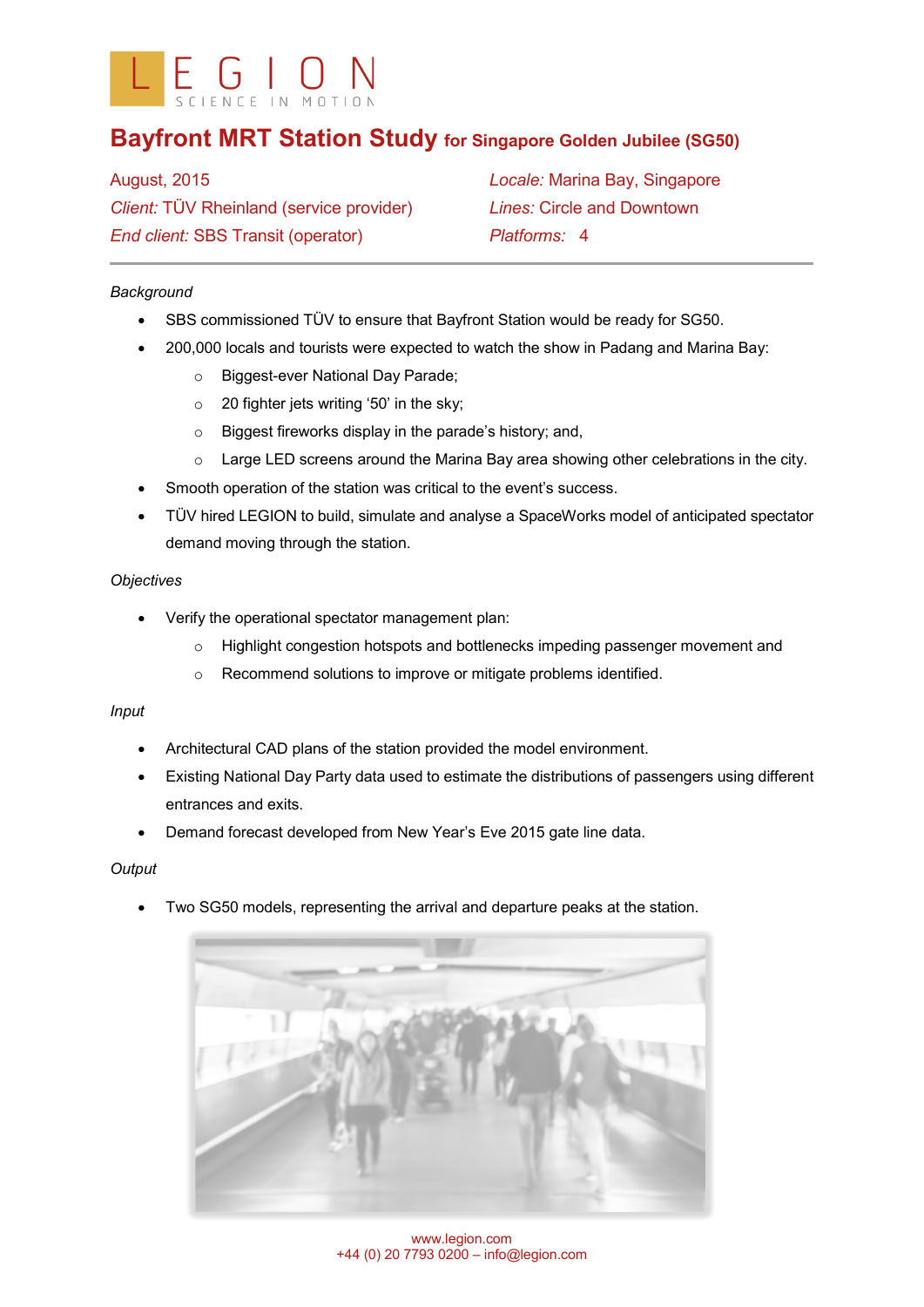LEGION
SCIENCE IN MOTION

# Bayfront MRT Station Study for Singapore Golden Jubilee (SG50)

August, 2015
*Client:* TÜV Rheinland (service provider)
*End client:* SBS Transit (operator)

*Locale:* Marina Bay, Singapore
*Lines:* Circle and Downtown
*Platforms:* 4

---

*Background*

- SBS commissioned TÜV to ensure that Bayfront Station would be ready for SG50.
- 200,000 locals and tourists were expected to watch the show in Padang and Marina Bay:
  - Biggest-ever National Day Parade;
  - 20 fighter jets writing '50' in the sky;
  - Biggest fireworks display in the parade's history; and,
  - Large LED screens around the Marina Bay area showing other celebrations in the city.
- Smooth operation of the station was critical to the event's success.
- TÜV hired LEGION to build, simulate and analyse a SpaceWorks model of anticipated spectator demand moving through the station.

*Objectives*

- Verify the operational spectator management plan:
  - Highlight congestion hotspots and bottlenecks impeding passenger movement and
  - Recommend solutions to improve or mitigate problems identified.

*Input*

- Architectural CAD plans of the station provided the model environment.
- Existing National Day Party data used to estimate the distributions of passengers using different entrances and exits.
- Demand forecast developed from New Year's Eve 2015 gate line data.

*Output*

- Two SG50 models, representing the arrival and departure peaks at the station.

www.legion.com
+44 (0) 20 7793 0200 – info@legion.com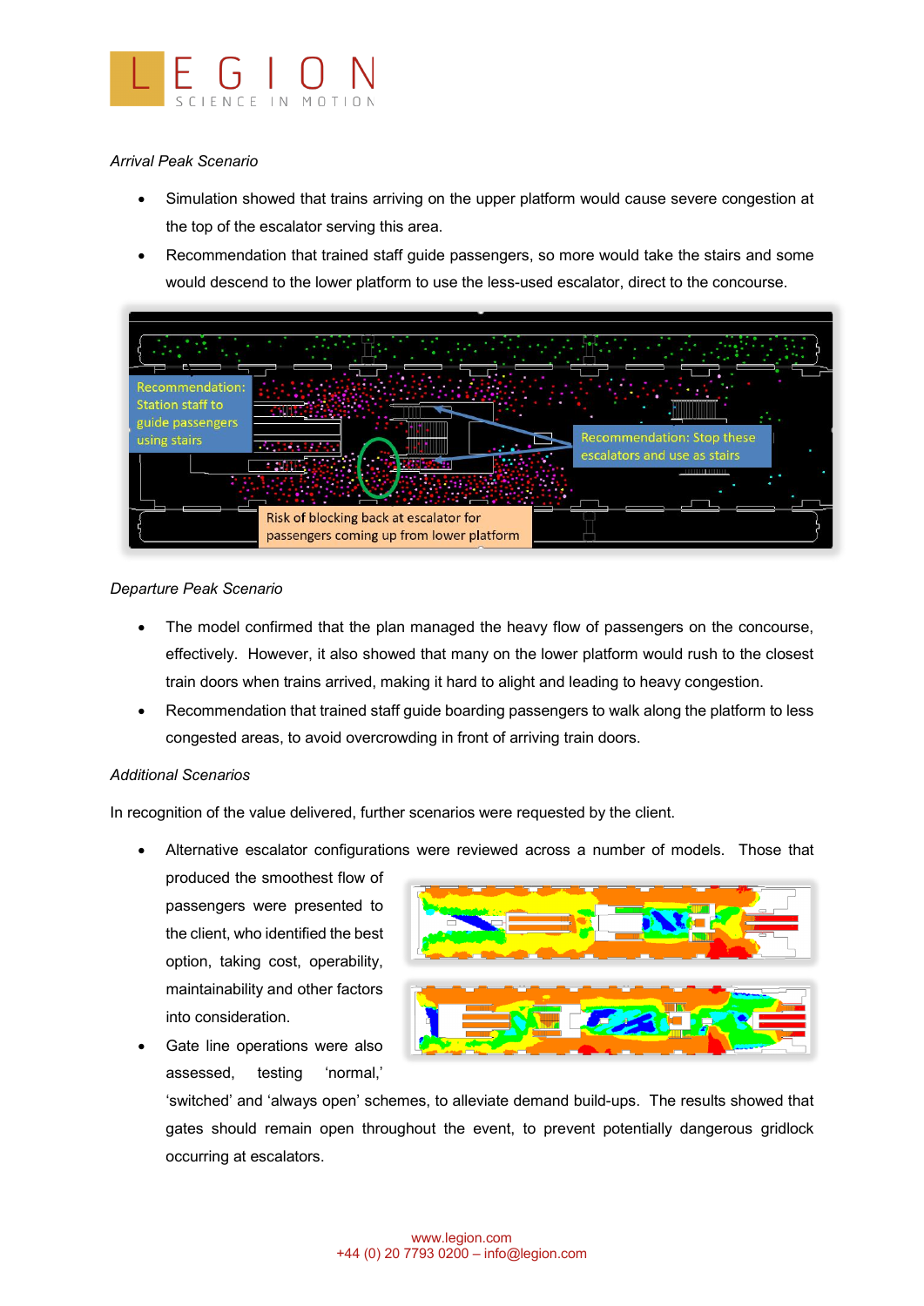*Arrival Peak Scenario*

- Simulation showed that trains arriving on the upper platform would cause severe congestion at the top of the escalator serving this area.
- Recommendation that trained staff guide passengers, so more would take the stairs and some would descend to the lower platform to use the less-used escalator, direct to the concourse.

*Departure Peak Scenario*

- The model confirmed that the plan managed the heavy flow of passengers on the concourse, effectively. However, it also showed that many on the lower platform would rush to the closest train doors when trains arrived, making it hard to alight and leading to heavy congestion.
- Recommendation that trained staff guide boarding passengers to walk along the platform to less congested areas, to avoid overcrowding in front of arriving train doors.

*Additional Scenarios*

In recognition of the value delivered, further scenarios were requested by the client.

- Alternative escalator configurations were reviewed across a number of models. Those that produced the smoothest flow of passengers were presented to the client, who identified the best option, taking cost, operability, maintainability and other factors into consideration.
- Gate line operations were also assessed, testing 'normal,' 'switched' and 'always open' schemes, to alleviate demand build-ups. The results showed that gates should remain open throughout the event, to prevent potentially dangerous gridlock occurring at escalators.